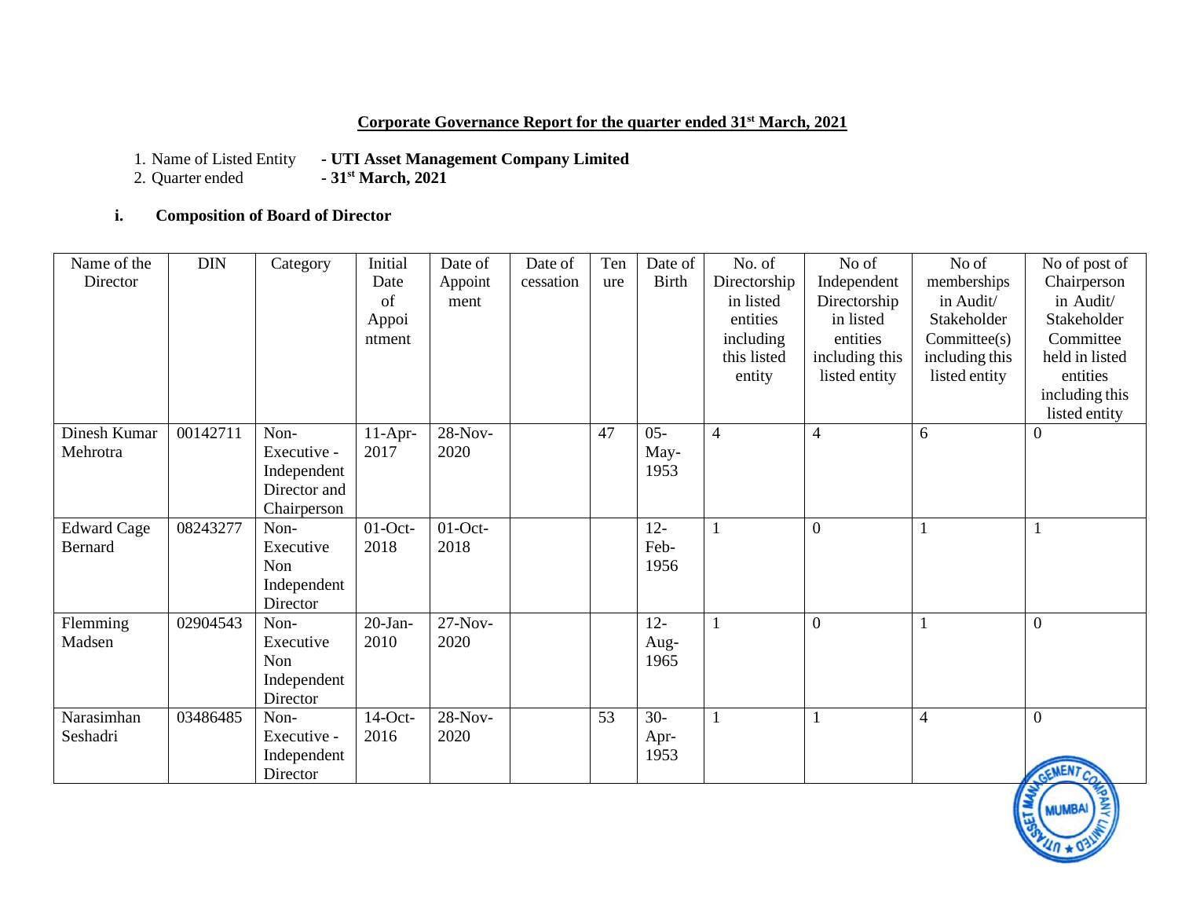**Corporate Governance Report for the quarter ended 31st March, 2021**

1. Name of Listed Entity - **UTI Asset Management Company Limited**
2. Quarter ended - **31st March, 2021**

**i. Composition of Board of Director**

| Name of the Director | DIN | Category | Initial Date of Appointment | Date of Appointment | Date of cessation | Tenure | Date of Birth | No. of Directorship in listed entities including this listed entity | No of Independent Directorship in listed entities including this listed entity | No of memberships in Audit/ Stakeholder Committee(s) including this listed entity | No of post of Chairperson in Audit/ Stakeholder Committee held in listed entities including this listed entity |
|---|---|---|---|---|---|---|---|---|---|---|---|
| Dinesh Kumar Mehrotra | 00142711 | Non-Executive - Independent Director and Chairperson | 11-Apr-2017 | 28-Nov-2020 | | 47 | 05-May-1953 | 4 | 4 | 6 | 0 |
| Edward Cage Bernard | 08243277 | Non-Executive Non Independent Director | 01-Oct-2018 | 01-Oct-2018 | | | 12-Feb-1956 | 1 | 0 | 1 | 1 |
| Flemming Madsen | 02904543 | Non-Executive Non Independent Director | 20-Jan-2010 | 27-Nov-2020 | | | 12-Aug-1965 | 1 | 0 | 1 | 0 |
| Narasimhan Seshadri | 03486485 | Non-Executive - Independent Director | 14-Oct-2016 | 28-Nov-2020 | | 53 | 30-Apr-1953 | 1 | 1 | 4 | 0 |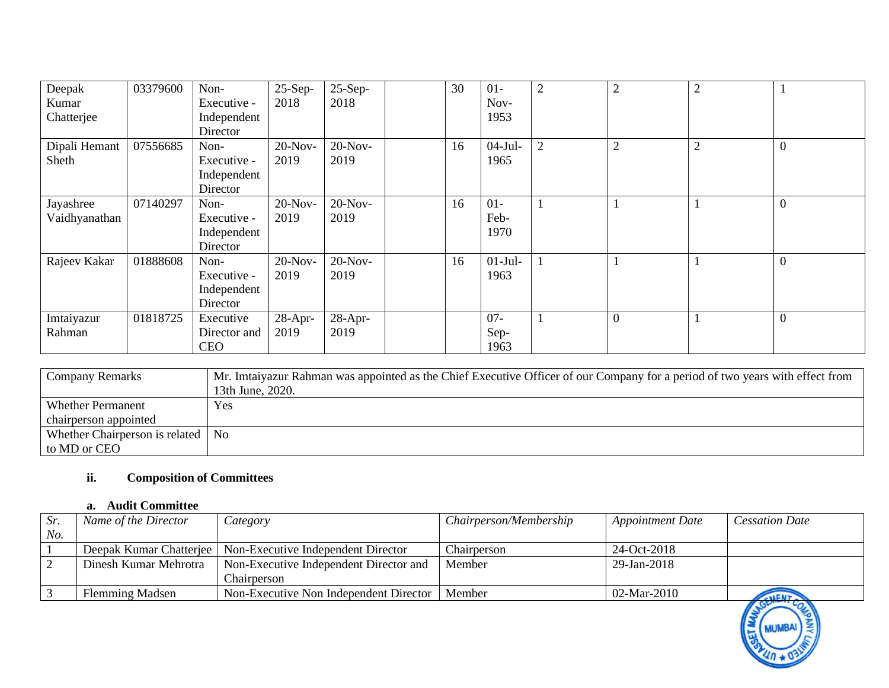| Deepak Kumar Chatterjee | 03379600 | Non-Executive - Independent Director | 25-Sep-2018 | 25-Sep-2018 | | 30 | 01-Nov-1953 | 2 | 2 | 2 | 1 |
|---|---|---|---|---|---|---|---|---|---|---|---|
| Dipali Hemant Sheth | 07556685 | Non-Executive - Independent Director | 20-Nov-2019 | 20-Nov-2019 | | 16 | 04-Jul-1965 | 2 | 2 | 2 | 0 |
| Jayashree Vaidhyanathan | 07140297 | Non-Executive - Independent Director | 20-Nov-2019 | 20-Nov-2019 | | 16 | 01-Feb-1970 | 1 | 1 | 1 | 0 |
| Rajeev Kakar | 01888608 | Non-Executive - Independent Director | 20-Nov-2019 | 20-Nov-2019 | | 16 | 01-Jul-1963 | 1 | 1 | 1 | 0 |
| Imtaiyazur Rahman | 01818725 | Executive Director and CEO | 28-Apr-2019 | 28-Apr-2019 | | | 07-Sep-1963 | 1 | 0 | 1 | 0 |

| Company Remarks | Mr. Imtaiyazur Rahman was appointed as the Chief Executive Officer of our Company for a period of two years with effect from 13th June, 2020. |
|---|---|
| Whether Permanent chairperson appointed | Yes |
| Whether Chairperson is related to MD or CEO | No |

### ii. Composition of Committees

#### a. Audit Committee

| *Sr. No.* | *Name of the Director* | *Category* | *Chairperson/Membership* | *Appointment Date* | *Cessation Date* |
|---|---|---|---|---|---|
| 1 | Deepak Kumar Chatterjee | Non-Executive Independent Director | Chairperson | 24-Oct-2018 | |
| 2 | Dinesh Kumar Mehrotra | Non-Executive Independent Director and Chairperson | Member | 29-Jan-2018 | |
| 3 | Flemming Madsen | Non-Executive Non Independent Director | Member | 02-Mar-2010 | |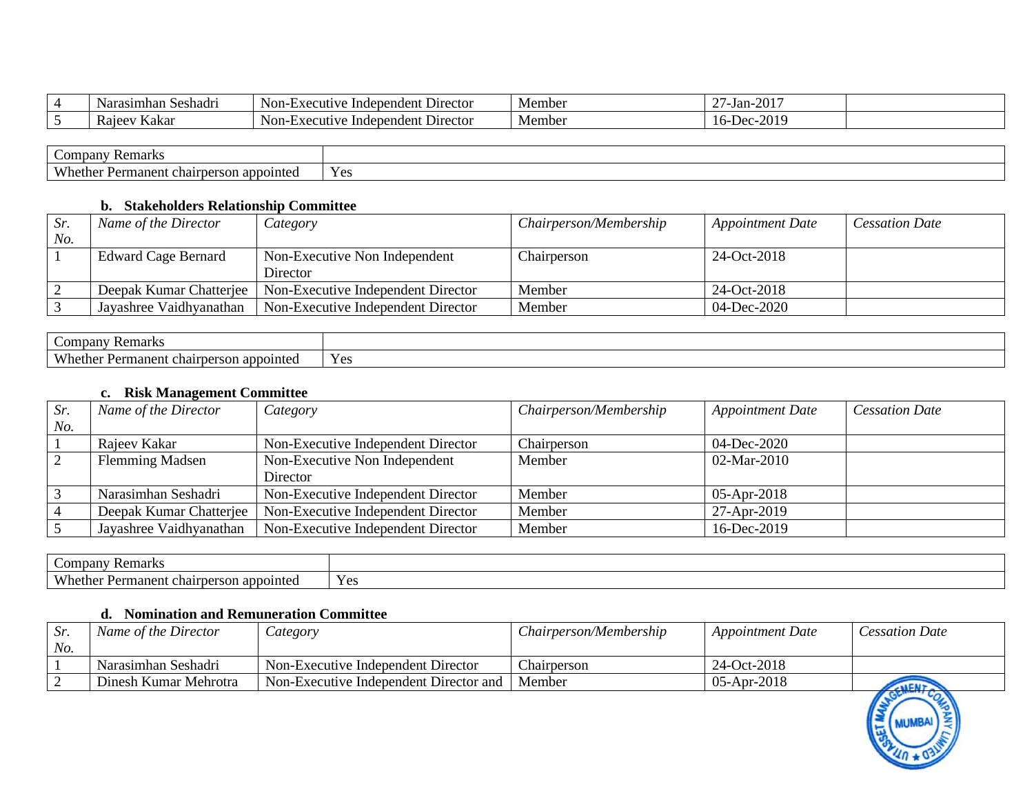| Sr. No. | Name of the Director | Category | Chairperson/Membership | Appointment Date | Cessation Date |
|---|---|---|---|---|---|
| 4 | Narasimhan Seshadri | Non-Executive Independent Director | Member | 27-Jan-2017 | |
| 5 | Rajeev Kakar | Non-Executive Independent Director | Member | 16-Dec-2019 | |

| Company Remarks | |
|---|---|
| Whether Permanent chairperson appointed | Yes |

**b. Stakeholders Relationship Committee**

| *Sr. No.* | *Name of the Director* | *Category* | *Chairperson/Membership* | *Appointment Date* | *Cessation Date* |
|---|---|---|---|---|---|
| 1 | Edward Cage Bernard | Non-Executive Non Independent Director | Chairperson | 24-Oct-2018 | |
| 2 | Deepak Kumar Chatterjee | Non-Executive Independent Director | Member | 24-Oct-2018 | |
| 3 | Jayashree Vaidhyanathan | Non-Executive Independent Director | Member | 04-Dec-2020 | |

| Company Remarks | |
|---|---|
| Whether Permanent chairperson appointed | Yes |

**c. Risk Management Committee**

| *Sr. No.* | *Name of the Director* | *Category* | *Chairperson/Membership* | *Appointment Date* | *Cessation Date* |
|---|---|---|---|---|---|
| 1 | Rajeev Kakar | Non-Executive Independent Director | Chairperson | 04-Dec-2020 | |
| 2 | Flemming Madsen | Non-Executive Non Independent Director | Member | 02-Mar-2010 | |
| 3 | Narasimhan Seshadri | Non-Executive Independent Director | Member | 05-Apr-2018 | |
| 4 | Deepak Kumar Chatterjee | Non-Executive Independent Director | Member | 27-Apr-2019 | |
| 5 | Jayashree Vaidhyanathan | Non-Executive Independent Director | Member | 16-Dec-2019 | |

| Company Remarks | |
|---|---|
| Whether Permanent chairperson appointed | Yes |

**d. Nomination and Remuneration Committee**

| *Sr. No.* | *Name of the Director* | *Category* | *Chairperson/Membership* | *Appointment Date* | *Cessation Date* |
|---|---|---|---|---|---|
| 1 | Narasimhan Seshadri | Non-Executive Independent Director | Chairperson | 24-Oct-2018 | |
| 2 | Dinesh Kumar Mehrotra | Non-Executive Independent Director and | Member | 05-Apr-2018 | |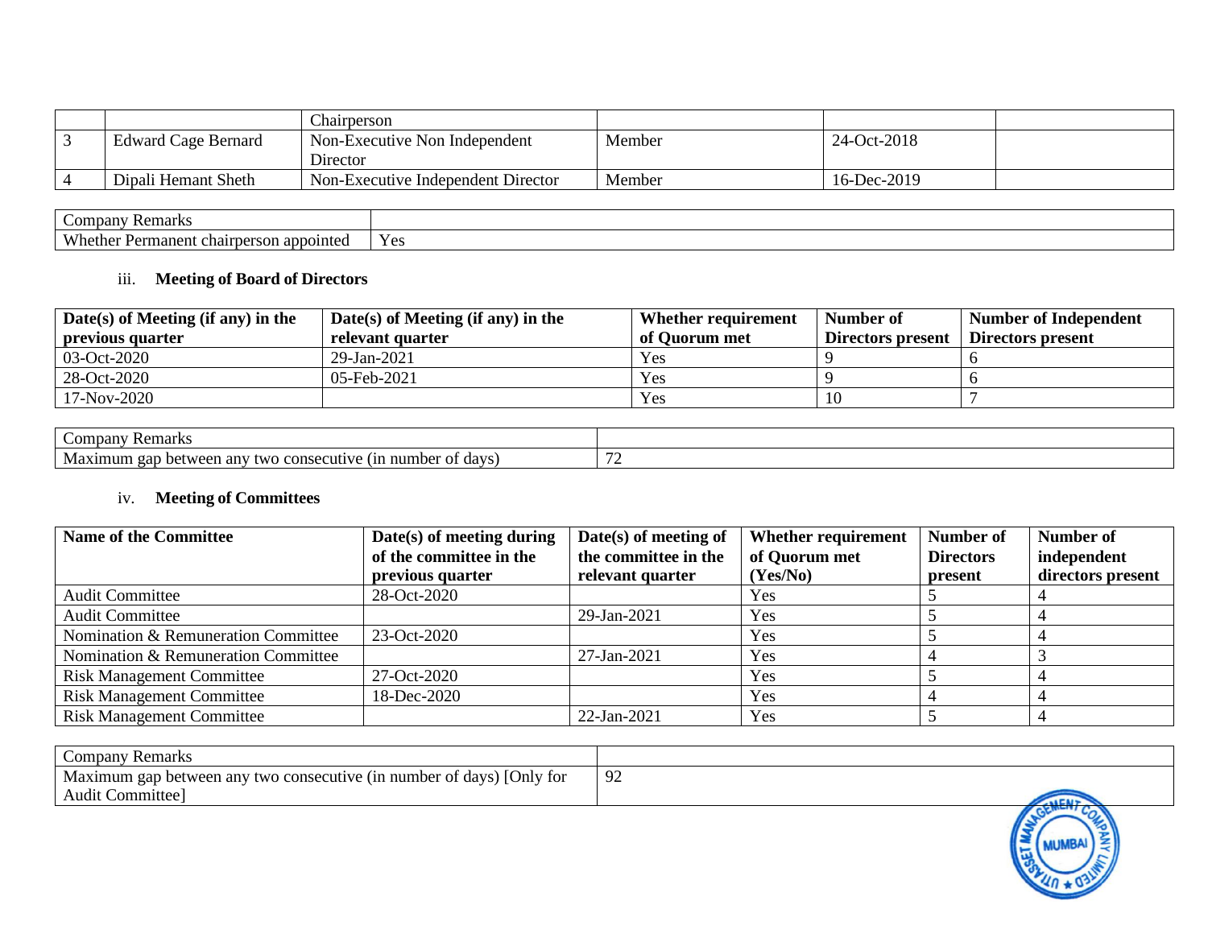|  |  | Chairperson |  |  |  |
| --- | --- | --- | --- | --- | --- |
| 3 | Edward Cage Bernard | Non-Executive Non Independent Director | Member | 24-Oct-2018 |  |
| 4 | Dipali Hemant Sheth | Non-Executive Independent Director | Member | 16-Dec-2019 |  |

| Company Remarks |  |
| --- | --- |
| Whether Permanent chairperson appointed | Yes |

### iii. **Meeting of Board of Directors**

| Date(s) of Meeting (if any) in the previous quarter | Date(s) of Meeting (if any) in the relevant quarter | Whether requirement of Quorum met | Number of Directors present | Number of Independent Directors present |
| --- | --- | --- | --- | --- |
| 03-Oct-2020 | 29-Jan-2021 | Yes | 9 | 6 |
| 28-Oct-2020 | 05-Feb-2021 | Yes | 9 | 6 |
| 17-Nov-2020 |  | Yes | 10 | 7 |

| Company Remarks |  |
| --- | --- |
| Maximum gap between any two consecutive (in number of days) | 72 |

### iv. **Meeting of Committees**

| Name of the Committee | Date(s) of meeting during of the committee in the previous quarter | Date(s) of meeting of the committee in the relevant quarter | Whether requirement of Quorum met (Yes/No) | Number of Directors present | Number of independent directors present |
| --- | --- | --- | --- | --- | --- |
| Audit Committee | 28-Oct-2020 |  | Yes | 5 | 4 |
| Audit Committee |  | 29-Jan-2021 | Yes | 5 | 4 |
| Nomination & Remuneration Committee | 23-Oct-2020 |  | Yes | 5 | 4 |
| Nomination & Remuneration Committee |  | 27-Jan-2021 | Yes | 4 | 3 |
| Risk Management Committee | 27-Oct-2020 |  | Yes | 5 | 4 |
| Risk Management Committee | 18-Dec-2020 |  | Yes | 4 | 4 |
| Risk Management Committee |  | 22-Jan-2021 | Yes | 5 | 4 |

| Company Remarks |  |
| --- | --- |
| Maximum gap between any two consecutive (in number of days) [Only for Audit Committee] | 92 |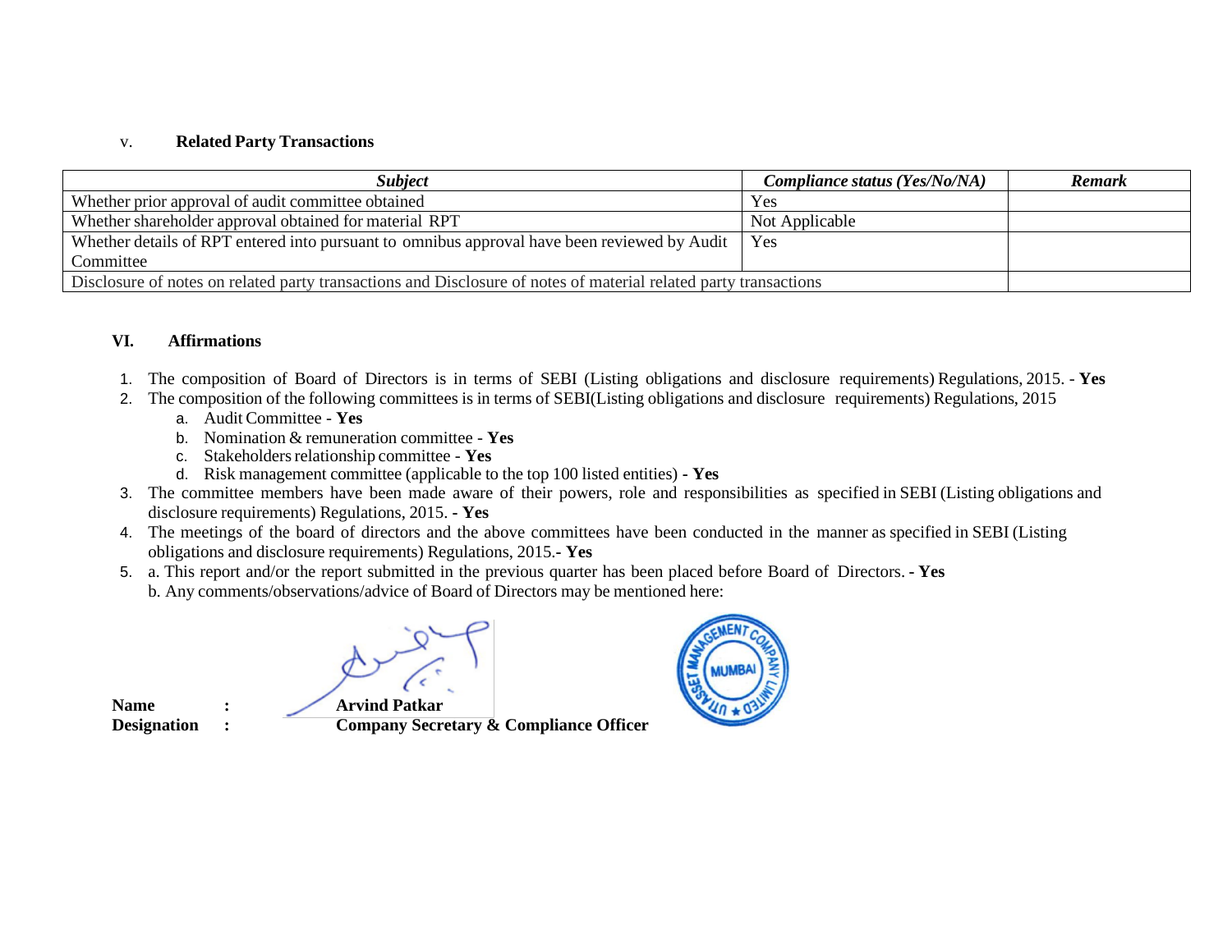v. **Related Party Transactions**

| ***Subject*** | ***Compliance status (Yes/No/NA)*** | ***Remark*** |
|---|---|---|
| Whether prior approval of audit committee obtained | Yes | |
| Whether shareholder approval obtained for material RPT | Not Applicable | |
| Whether details of RPT entered into pursuant to omnibus approval have been reviewed by Audit Committee | Yes | |
| Disclosure of notes on related party transactions and Disclosure of notes of material related party transactions | | |

**VI. Affirmations**

1. The composition of Board of Directors is in terms of SEBI (Listing obligations and disclosure requirements) Regulations, 2015. - **Yes**
2. The composition of the following committees is in terms of SEBI(Listing obligations and disclosure requirements) Regulations, 2015
   a. Audit Committee - **Yes**
   b. Nomination & remuneration committee - **Yes**
   c. Stakeholders relationship committee - **Yes**
   d. Risk management committee (applicable to the top 100 listed entities) **- Yes**
3. The committee members have been made aware of their powers, role and responsibilities as specified in SEBI (Listing obligations and disclosure requirements) Regulations, 2015. **- Yes**
4. The meetings of the board of directors and the above committees have been conducted in the manner as specified in SEBI (Listing obligations and disclosure requirements) Regulations, 2015.**- Yes**
5. a. This report and/or the report submitted in the previous quarter has been placed before Board of Directors. **- Yes**
   b. Any comments/observations/advice of Board of Directors may be mentioned here:

**Name** : **Arvind Patkar**
**Designation** : **Company Secretary & Compliance Officer**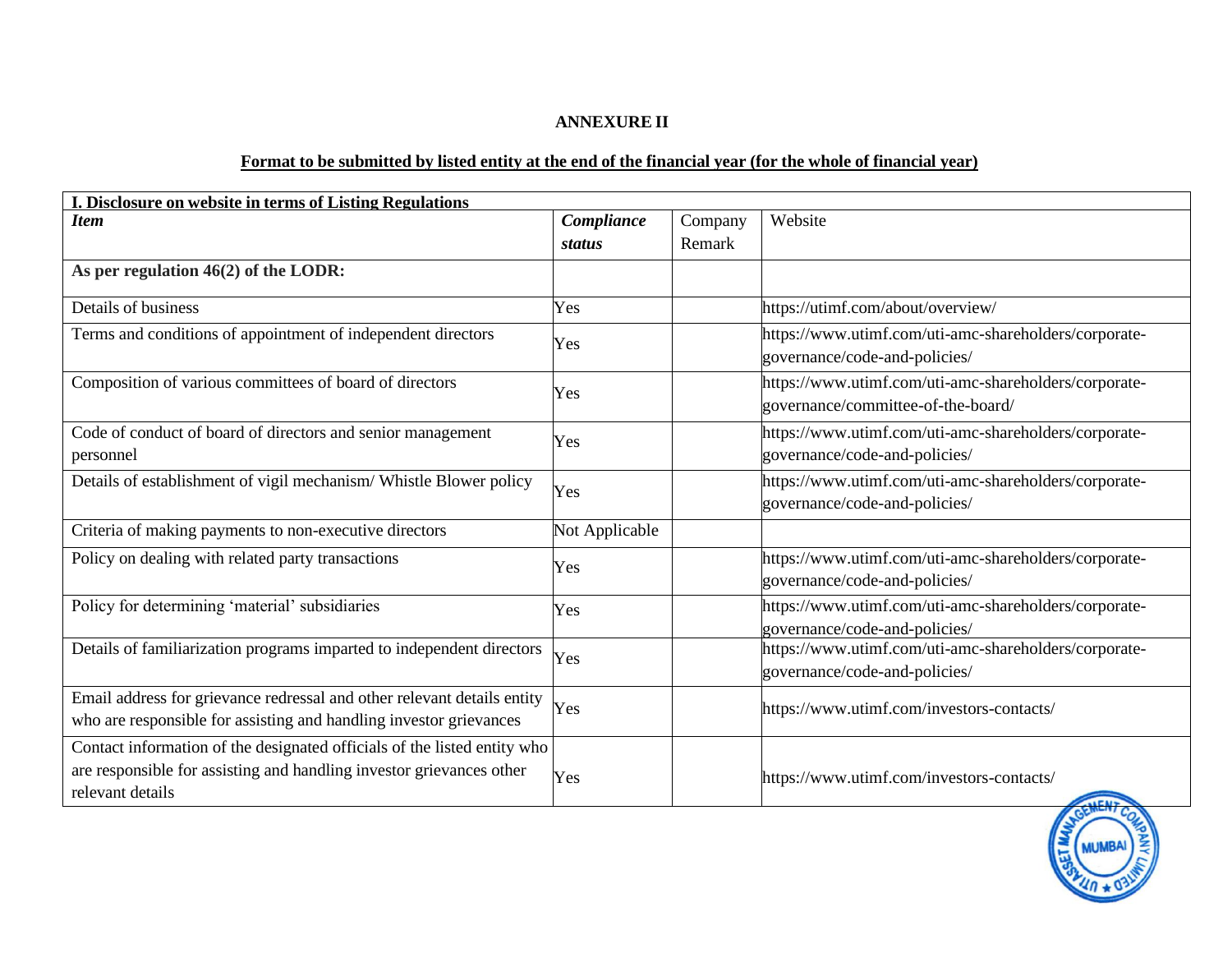**ANNEXURE II**

**Format to be submitted by listed entity at the end of the financial year (for the whole of financial year)**

| **I. Disclosure on website in terms of Listing Regulations** | | | |
|---|---|---|---|
| ***Item*** | ***Compliance status*** | Company Remark | Website |
| **As per regulation 46(2) of the LODR:** | | | |
| Details of business | Yes | | https://utimf.com/about/overview/ |
| Terms and conditions of appointment of independent directors | Yes | | https://www.utimf.com/uti-amc-shareholders/corporate-governance/code-and-policies/ |
| Composition of various committees of board of directors | Yes | | https://www.utimf.com/uti-amc-shareholders/corporate-governance/committee-of-the-board/ |
| Code of conduct of board of directors and senior management personnel | Yes | | https://www.utimf.com/uti-amc-shareholders/corporate-governance/code-and-policies/ |
| Details of establishment of vigil mechanism/ Whistle Blower policy | Yes | | https://www.utimf.com/uti-amc-shareholders/corporate-governance/code-and-policies/ |
| Criteria of making payments to non-executive directors | Not Applicable | | |
| Policy on dealing with related party transactions | Yes | | https://www.utimf.com/uti-amc-shareholders/corporate-governance/code-and-policies/ |
| Policy for determining 'material' subsidiaries | Yes | | https://www.utimf.com/uti-amc-shareholders/corporate-governance/code-and-policies/ |
| Details of familiarization programs imparted to independent directors | Yes | | https://www.utimf.com/uti-amc-shareholders/corporate-governance/code-and-policies/ |
| Email address for grievance redressal and other relevant details entity who are responsible for assisting and handling investor grievances | Yes | | https://www.utimf.com/investors-contacts/ |
| Contact information of the designated officials of the listed entity who are responsible for assisting and handling investor grievances other relevant details | Yes | | https://www.utimf.com/investors-contacts/ |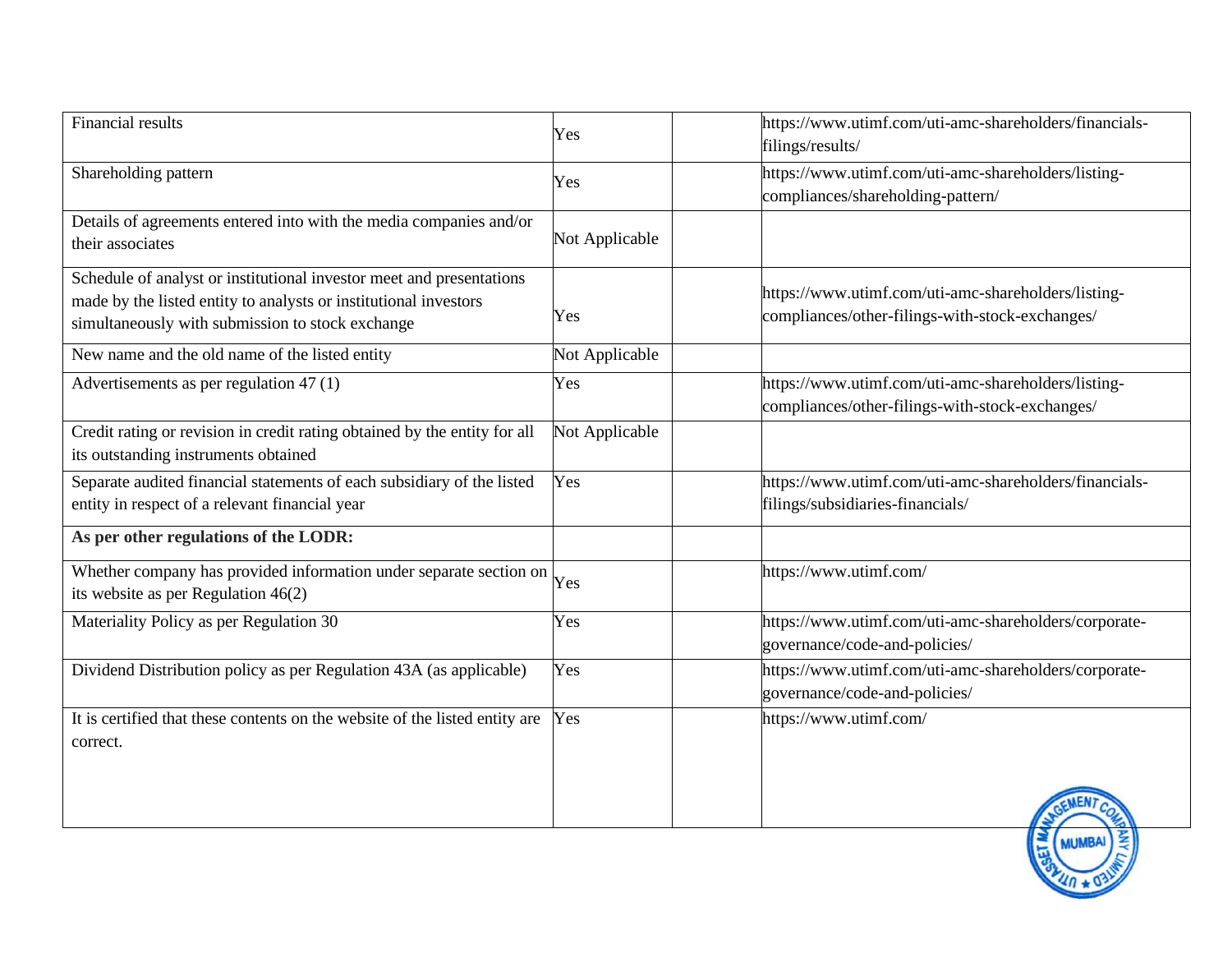| | | | |
|---|---|---|---|
| Financial results | Yes | | https://www.utimf.com/uti-amc-shareholders/financials-filings/results/ |
| Shareholding pattern | Yes | | https://www.utimf.com/uti-amc-shareholders/listing-compliances/shareholding-pattern/ |
| Details of agreements entered into with the media companies and/or their associates | Not Applicable | | |
| Schedule of analyst or institutional investor meet and presentations made by the listed entity to analysts or institutional investors simultaneously with submission to stock exchange | Yes | | https://www.utimf.com/uti-amc-shareholders/listing-compliances/other-filings-with-stock-exchanges/ |
| New name and the old name of the listed entity | Not Applicable | | |
| Advertisements as per regulation 47 (1) | Yes | | https://www.utimf.com/uti-amc-shareholders/listing-compliances/other-filings-with-stock-exchanges/ |
| Credit rating or revision in credit rating obtained by the entity for all its outstanding instruments obtained | Not Applicable | | |
| Separate audited financial statements of each subsidiary of the listed entity in respect of a relevant financial year | Yes | | https://www.utimf.com/uti-amc-shareholders/financials-filings/subsidiaries-financials/ |
| **As per other regulations of the LODR:** | | | |
| Whether company has provided information under separate section on its website as per Regulation 46(2) | Yes | | https://www.utimf.com/ |
| Materiality Policy as per Regulation 30 | Yes | | https://www.utimf.com/uti-amc-shareholders/corporate-governance/code-and-policies/ |
| Dividend Distribution policy as per Regulation 43A (as applicable) | Yes | | https://www.utimf.com/uti-amc-shareholders/corporate-governance/code-and-policies/ |
| It is certified that these contents on the website of the listed entity are correct. | Yes | | https://www.utimf.com/ |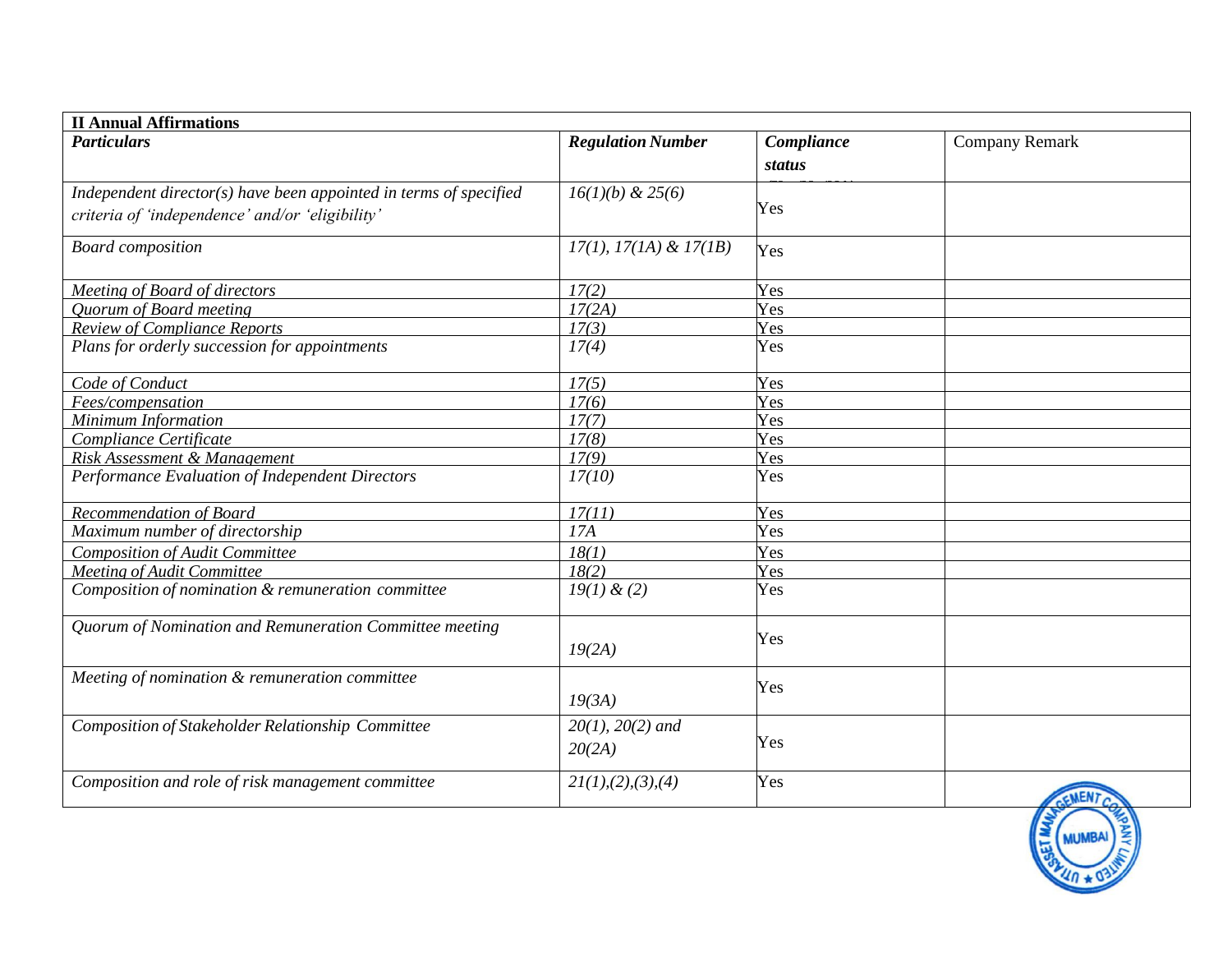| II Annual Affirmations | | | |
|---|---|---|---|
| ***Particulars*** | ***Regulation Number*** | ***Compliance status*** | Company Remark |
| *Independent director(s) have been appointed in terms of specified criteria of 'independence' and/or 'eligibility'* | *16(1)(b) & 25(6)* | Yes | |
| *Board composition* | *17(1), 17(1A) & 17(1B)* | Yes | |
| *Meeting of Board of directors* | *17(2)* | Yes | |
| *Quorum of Board meeting* | *17(2A)* | Yes | |
| *Review of Compliance Reports* | *17(3)* | Yes | |
| *Plans for orderly succession for appointments* | *17(4)* | Yes | |
| *Code of Conduct* | *17(5)* | Yes | |
| *Fees/compensation* | *17(6)* | Yes | |
| *Minimum Information* | *17(7)* | Yes | |
| *Compliance Certificate* | *17(8)* | Yes | |
| *Risk Assessment & Management* | *17(9)* | Yes | |
| *Performance Evaluation of Independent Directors* | *17(10)* | Yes | |
| *Recommendation of Board* | *17(11)* | Yes | |
| *Maximum number of directorship* | *17A* | Yes | |
| *Composition of Audit Committee* | *18(1)* | Yes | |
| *Meeting of Audit Committee* | *18(2)* | Yes | |
| *Composition of nomination & remuneration committee* | *19(1) & (2)* | Yes | |
| *Quorum of Nomination and Remuneration Committee meeting* | *19(2A)* | Yes | |
| *Meeting of nomination & remuneration committee* | *19(3A)* | Yes | |
| *Composition of Stakeholder Relationship Committee* | *20(1), 20(2) and 20(2A)* | Yes | |
| *Composition and role of risk management committee* | *21(1),(2),(3),(4)* | Yes | |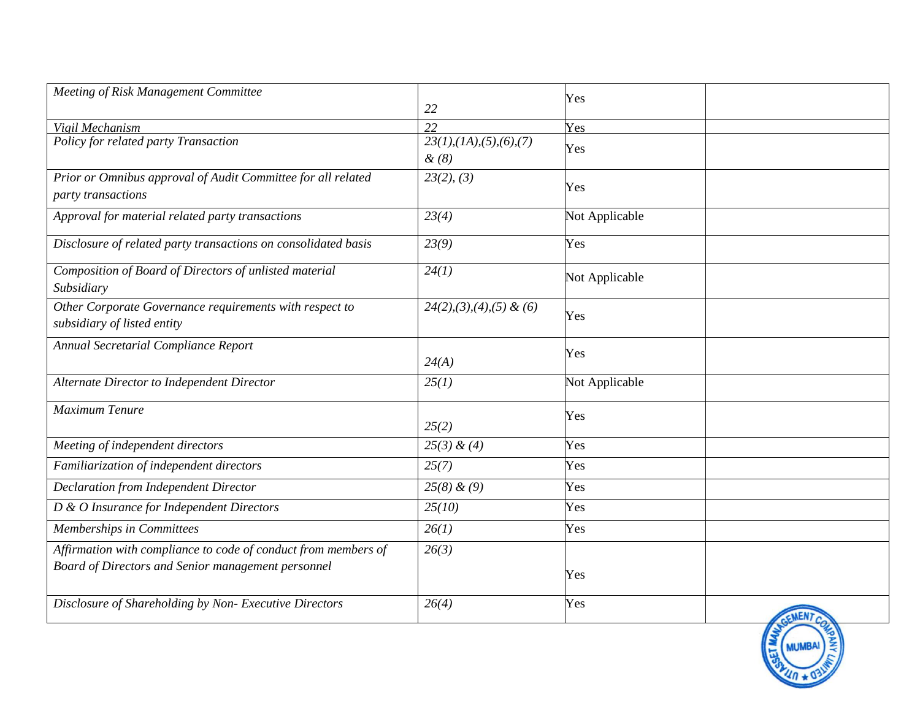| *Meeting of Risk Management Committee* | *22* | Yes | |
|---|---|---|---|
| *Vigil Mechanism* | *22* | Yes | |
| *Policy for related party Transaction* | *23(1),(1A),(5),(6),(7) & (8)* | Yes | |
| *Prior or Omnibus approval of Audit Committee for all related party transactions* | *23(2), (3)* | Yes | |
| *Approval for material related party transactions* | *23(4)* | Not Applicable | |
| *Disclosure of related party transactions on consolidated basis* | *23(9)* | Yes | |
| *Composition of Board of Directors of unlisted material Subsidiary* | *24(1)* | Not Applicable | |
| *Other Corporate Governance requirements with respect to subsidiary of listed entity* | *24(2),(3),(4),(5) & (6)* | Yes | |
| *Annual Secretarial Compliance Report* | *24(A)* | Yes | |
| *Alternate Director to Independent Director* | *25(1)* | Not Applicable | |
| *Maximum Tenure* | *25(2)* | Yes | |
| *Meeting of independent directors* | *25(3) & (4)* | Yes | |
| *Familiarization of independent directors* | *25(7)* | Yes | |
| *Declaration from Independent Director* | *25(8) & (9)* | Yes | |
| *D & O Insurance for Independent Directors* | *25(10)* | Yes | |
| *Memberships in Committees* | *26(1)* | Yes | |
| *Affirmation with compliance to code of conduct from members of Board of Directors and Senior management personnel* | *26(3)* | Yes | |
| *Disclosure of Shareholding by Non- Executive Directors* | *26(4)* | Yes | |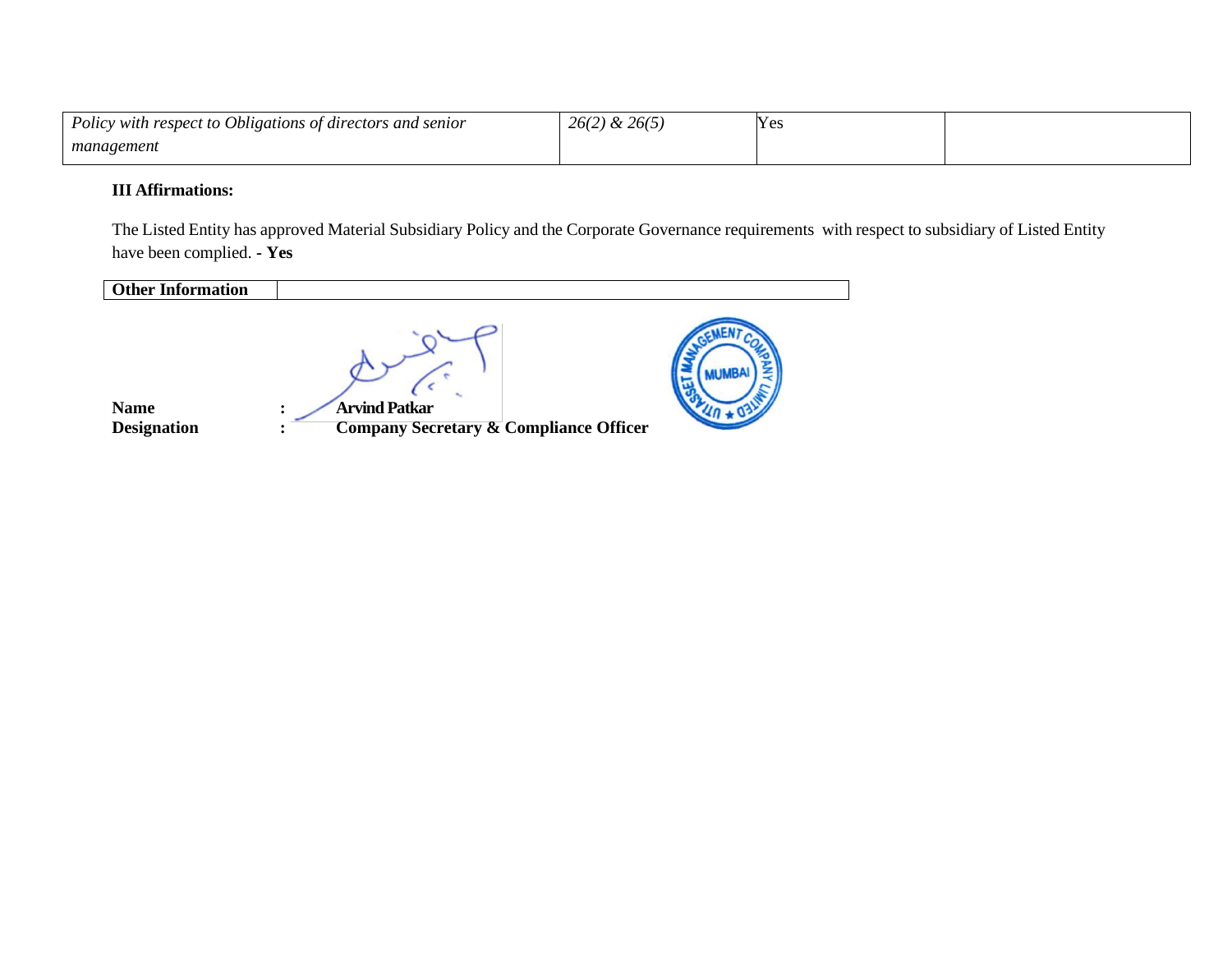| | | | |
|---|---|---|---|
| *Policy with respect to Obligations of directors and senior management* | *26(2) & 26(5)* | Yes | |

**III Affirmations:**

The Listed Entity has approved Material Subsidiary Policy and the Corporate Governance requirements with respect to subsidiary of Listed Entity have been complied. **- Yes**

| **Other Information** | |
|---|---|

**Name** : **Arvind Patkar**
**Designation** : **Company Secretary & Compliance Officer**